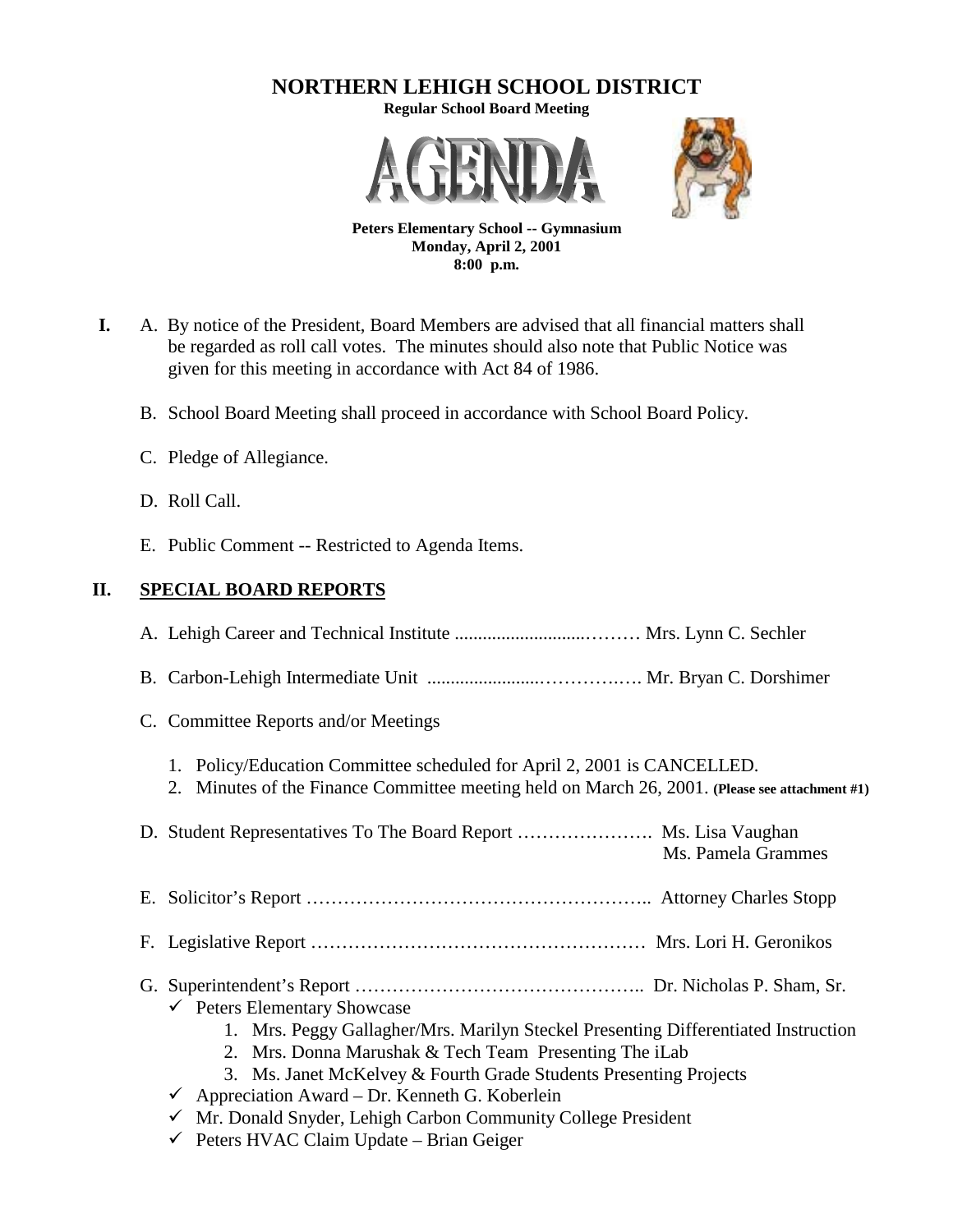# NORTHERN LEHIGH SCHOOL DISTRICT

**Regular School Board Meeting**

# AGENDA

**Peters Elementary School -- Gymnasium**
**Monday, April 2, 2001**
**8:00 p.m.**

**I.** A. By notice of the President, Board Members are advised that all financial matters shall be regarded as roll call votes. The minutes should also note that Public Notice was given for this meeting in accordance with Act 84 of 1986.

B. School Board Meeting shall proceed in accordance with School Board Policy.

C. Pledge of Allegiance.

D. Roll Call.

E. Public Comment -- Restricted to Agenda Items.

## II. SPECIAL BOARD REPORTS

A. Lehigh Career and Technical Institute ............................……… Mrs. Lynn C. Sechler

B. Carbon-Lehigh Intermediate Unit ........................…………..…. Mr. Bryan C. Dorshimer

C. Committee Reports and/or Meetings

1. Policy/Education Committee scheduled for April 2, 2001 is CANCELLED.
2. Minutes of the Finance Committee meeting held on March 26, 2001. **(Please see attachment #1)**

D. Student Representatives To The Board Report …………………. Ms. Lisa Vaughan
Ms. Pamela Grammes

E. Solicitor's Report ……………………………………………….. Attorney Charles Stopp

F. Legislative Report ……………………………………………… Mrs. Lori H. Geronikos

G. Superintendent's Report ……………………………………….. Dr. Nicholas P. Sham, Sr.

- ✓ Peters Elementary Showcase
  1. Mrs. Peggy Gallagher/Mrs. Marilyn Steckel Presenting Differentiated Instruction
  2. Mrs. Donna Marushak & Tech Team Presenting The iLab
  3. Ms. Janet McKelvey & Fourth Grade Students Presenting Projects
- ✓ Appreciation Award – Dr. Kenneth G. Koberlein
- ✓ Mr. Donald Snyder, Lehigh Carbon Community College President
- ✓ Peters HVAC Claim Update – Brian Geiger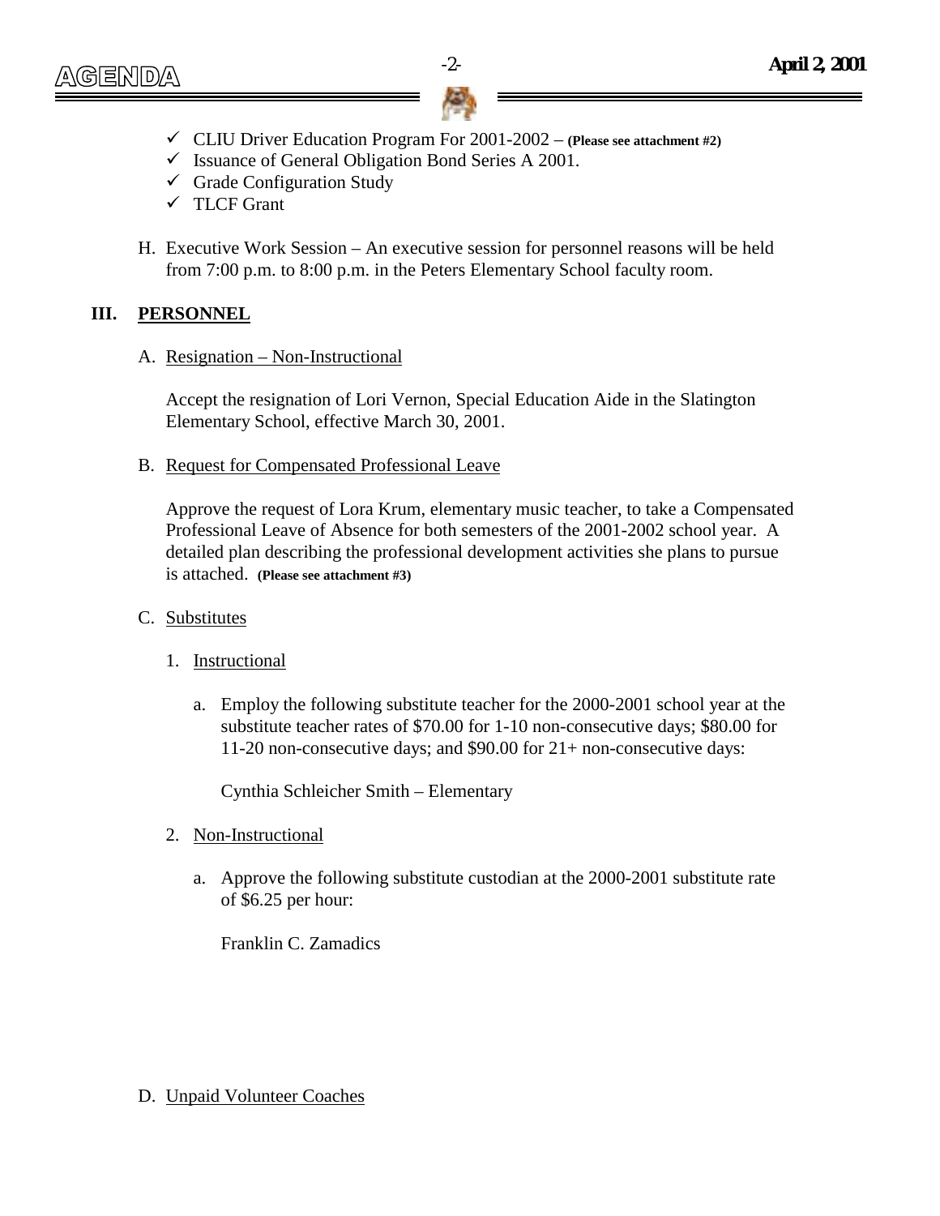- ✓ CLIU Driver Education Program For 2001-2002 – **(Please see attachment #2)**
- ✓ Issuance of General Obligation Bond Series A 2001.
- ✓ Grade Configuration Study
- ✓ TLCF Grant

H. Executive Work Session – An executive session for personnel reasons will be held from 7:00 p.m. to 8:00 p.m. in the Peters Elementary School faculty room.

## III. PERSONNEL

A. Resignation – Non-Instructional

Accept the resignation of Lori Vernon, Special Education Aide in the Slatington Elementary School, effective March 30, 2001.

B. Request for Compensated Professional Leave

Approve the request of Lora Krum, elementary music teacher, to take a Compensated Professional Leave of Absence for both semesters of the 2001-2002 school year. A detailed plan describing the professional development activities she plans to pursue is attached. **(Please see attachment #3)**

C. Substitutes

1. Instructional

a. Employ the following substitute teacher for the 2000-2001 school year at the substitute teacher rates of $70.00 for 1-10 non-consecutive days; $80.00 for 11-20 non-consecutive days; and $90.00 for 21+ non-consecutive days:

Cynthia Schleicher Smith – Elementary

2. Non-Instructional

a. Approve the following substitute custodian at the 2000-2001 substitute rate of $6.25 per hour:

Franklin C. Zamadics

D. Unpaid Volunteer Coaches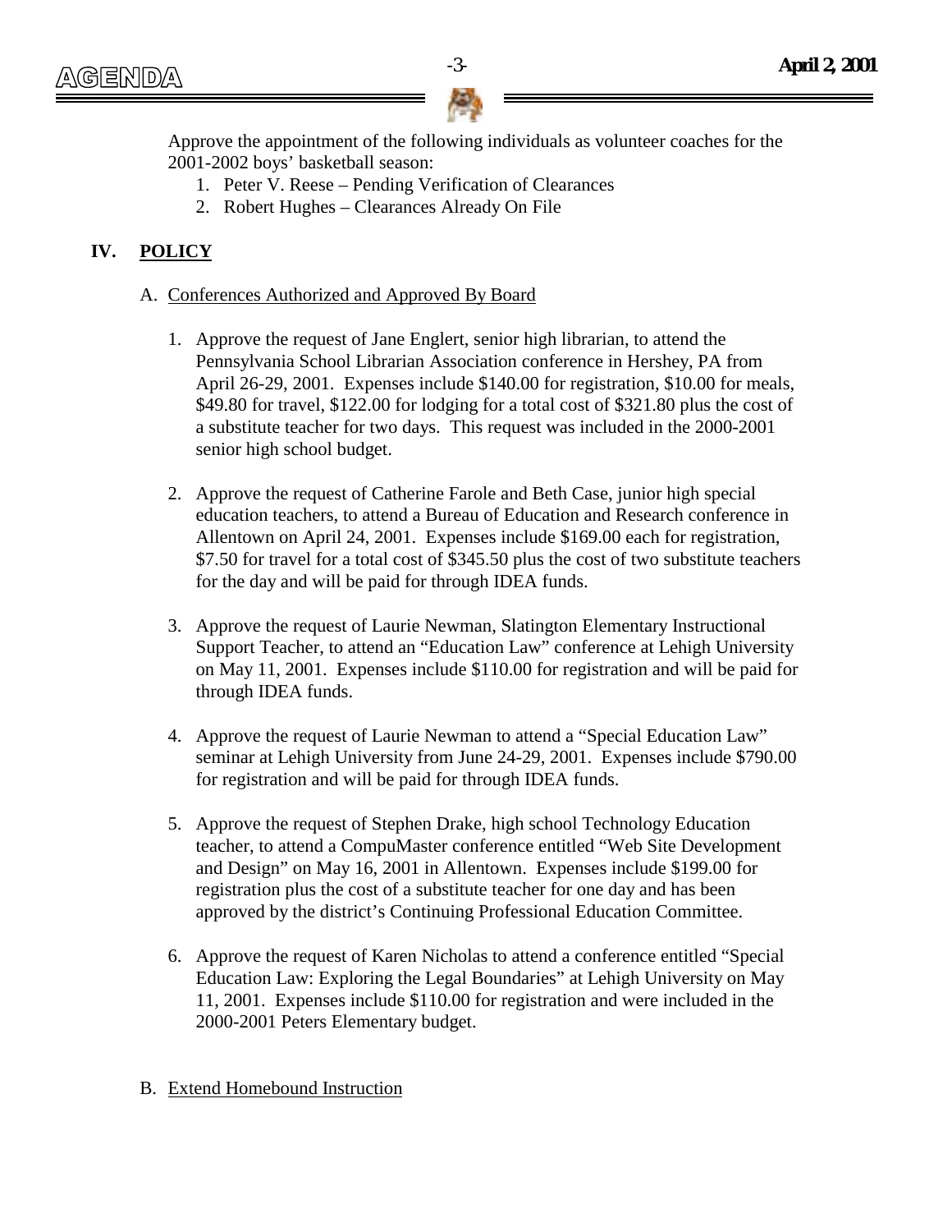Approve the appointment of the following individuals as volunteer coaches for the 2001-2002 boys' basketball season:

1. Peter V. Reese – Pending Verification of Clearances
2. Robert Hughes – Clearances Already On File

## IV. POLICY

A. Conferences Authorized and Approved By Board

1. Approve the request of Jane Englert, senior high librarian, to attend the Pennsylvania School Librarian Association conference in Hershey, PA from April 26-29, 2001. Expenses include $140.00 for registration, $10.00 for meals, $49.80 for travel, $122.00 for lodging for a total cost of $321.80 plus the cost of a substitute teacher for two days. This request was included in the 2000-2001 senior high school budget.

2. Approve the request of Catherine Farole and Beth Case, junior high special education teachers, to attend a Bureau of Education and Research conference in Allentown on April 24, 2001. Expenses include $169.00 each for registration, $7.50 for travel for a total cost of $345.50 plus the cost of two substitute teachers for the day and will be paid for through IDEA funds.

3. Approve the request of Laurie Newman, Slatington Elementary Instructional Support Teacher, to attend an "Education Law" conference at Lehigh University on May 11, 2001. Expenses include $110.00 for registration and will be paid for through IDEA funds.

4. Approve the request of Laurie Newman to attend a "Special Education Law" seminar at Lehigh University from June 24-29, 2001. Expenses include $790.00 for registration and will be paid for through IDEA funds.

5. Approve the request of Stephen Drake, high school Technology Education teacher, to attend a CompuMaster conference entitled "Web Site Development and Design" on May 16, 2001 in Allentown. Expenses include $199.00 for registration plus the cost of a substitute teacher for one day and has been approved by the district's Continuing Professional Education Committee.

6. Approve the request of Karen Nicholas to attend a conference entitled "Special Education Law: Exploring the Legal Boundaries" at Lehigh University on May 11, 2001. Expenses include $110.00 for registration and were included in the 2000-2001 Peters Elementary budget.

B. Extend Homebound Instruction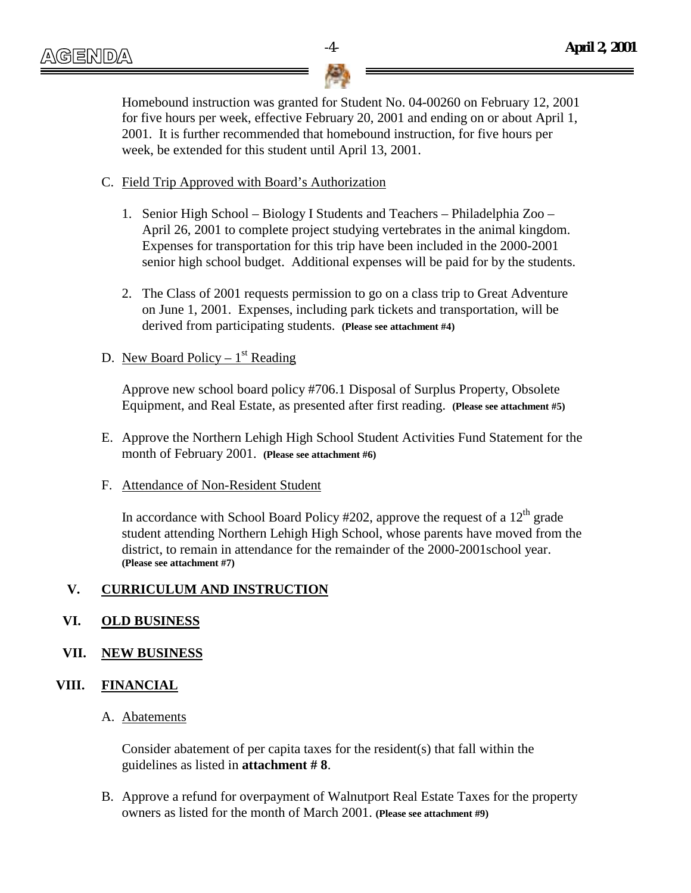Homebound instruction was granted for Student No. 04-00260 on February 12, 2001 for five hours per week, effective February 20, 2001 and ending on or about April 1, 2001. It is further recommended that homebound instruction, for five hours per week, be extended for this student until April 13, 2001.

C. Field Trip Approved with Board's Authorization

1. Senior High School – Biology I Students and Teachers – Philadelphia Zoo – April 26, 2001 to complete project studying vertebrates in the animal kingdom. Expenses for transportation for this trip have been included in the 2000-2001 senior high school budget. Additional expenses will be paid for by the students.

2. The Class of 2001 requests permission to go on a class trip to Great Adventure on June 1, 2001. Expenses, including park tickets and transportation, will be derived from participating students. **(Please see attachment #4)**

D. New Board Policy – 1st Reading

Approve new school board policy #706.1 Disposal of Surplus Property, Obsolete Equipment, and Real Estate, as presented after first reading. **(Please see attachment #5)**

E. Approve the Northern Lehigh High School Student Activities Fund Statement for the month of February 2001. **(Please see attachment #6)**

F. Attendance of Non-Resident Student

In accordance with School Board Policy #202, approve the request of a 12th grade student attending Northern Lehigh High School, whose parents have moved from the district, to remain in attendance for the remainder of the 2000-2001school year. **(Please see attachment #7)**

## V. CURRICULUM AND INSTRUCTION

## VI. OLD BUSINESS

## VII. NEW BUSINESS

## VIII. FINANCIAL

A. Abatements

Consider abatement of per capita taxes for the resident(s) that fall within the guidelines as listed in **attachment # 8**.

B. Approve a refund for overpayment of Walnutport Real Estate Taxes for the property owners as listed for the month of March 2001. **(Please see attachment #9)**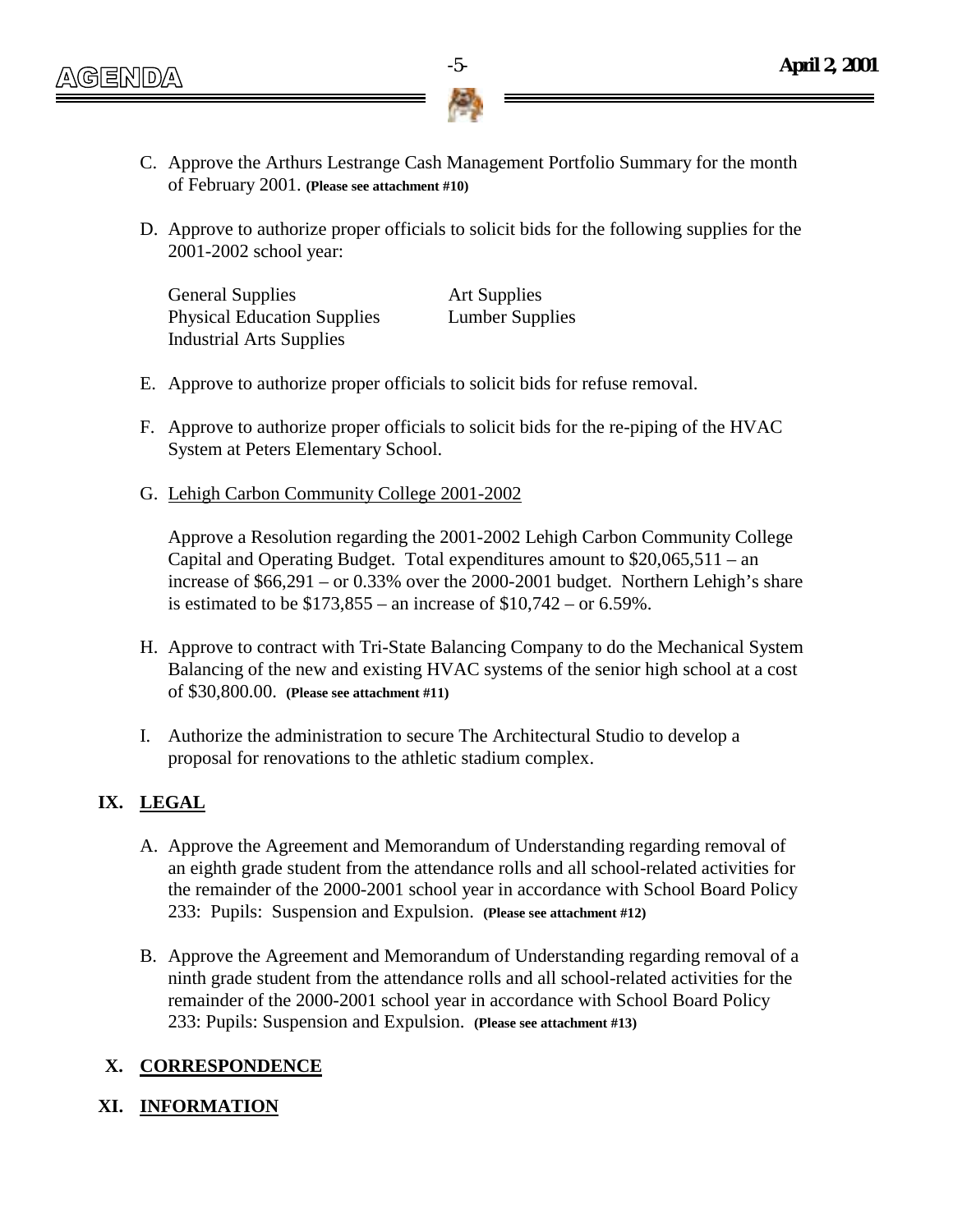C. Approve the Arthurs Lestrange Cash Management Portfolio Summary for the month of February 2001. **(Please see attachment #10)**

D. Approve to authorize proper officials to solicit bids for the following supplies for the 2001-2002 school year:

   General Supplies
   Physical Education Supplies
   Industrial Arts Supplies
   Art Supplies
   Lumber Supplies

E. Approve to authorize proper officials to solicit bids for refuse removal.

F. Approve to authorize proper officials to solicit bids for the re-piping of the HVAC System at Peters Elementary School.

G. Lehigh Carbon Community College 2001-2002

   Approve a Resolution regarding the 2001-2002 Lehigh Carbon Community College Capital and Operating Budget. Total expenditures amount to $20,065,511 – an increase of $66,291 – or 0.33% over the 2000-2001 budget. Northern Lehigh's share is estimated to be $173,855 – an increase of $10,742 – or 6.59%.

H. Approve to contract with Tri-State Balancing Company to do the Mechanical System Balancing of the new and existing HVAC systems of the senior high school at a cost of $30,800.00. **(Please see attachment #11)**

I. Authorize the administration to secure The Architectural Studio to develop a proposal for renovations to the athletic stadium complex.

## IX. LEGAL

A. Approve the Agreement and Memorandum of Understanding regarding removal of an eighth grade student from the attendance rolls and all school-related activities for the remainder of the 2000-2001 school year in accordance with School Board Policy 233: Pupils: Suspension and Expulsion. **(Please see attachment #12)**

B. Approve the Agreement and Memorandum of Understanding regarding removal of a ninth grade student from the attendance rolls and all school-related activities for the remainder of the 2000-2001 school year in accordance with School Board Policy 233: Pupils: Suspension and Expulsion. **(Please see attachment #13)**

## X. CORRESPONDENCE

## XI. INFORMATION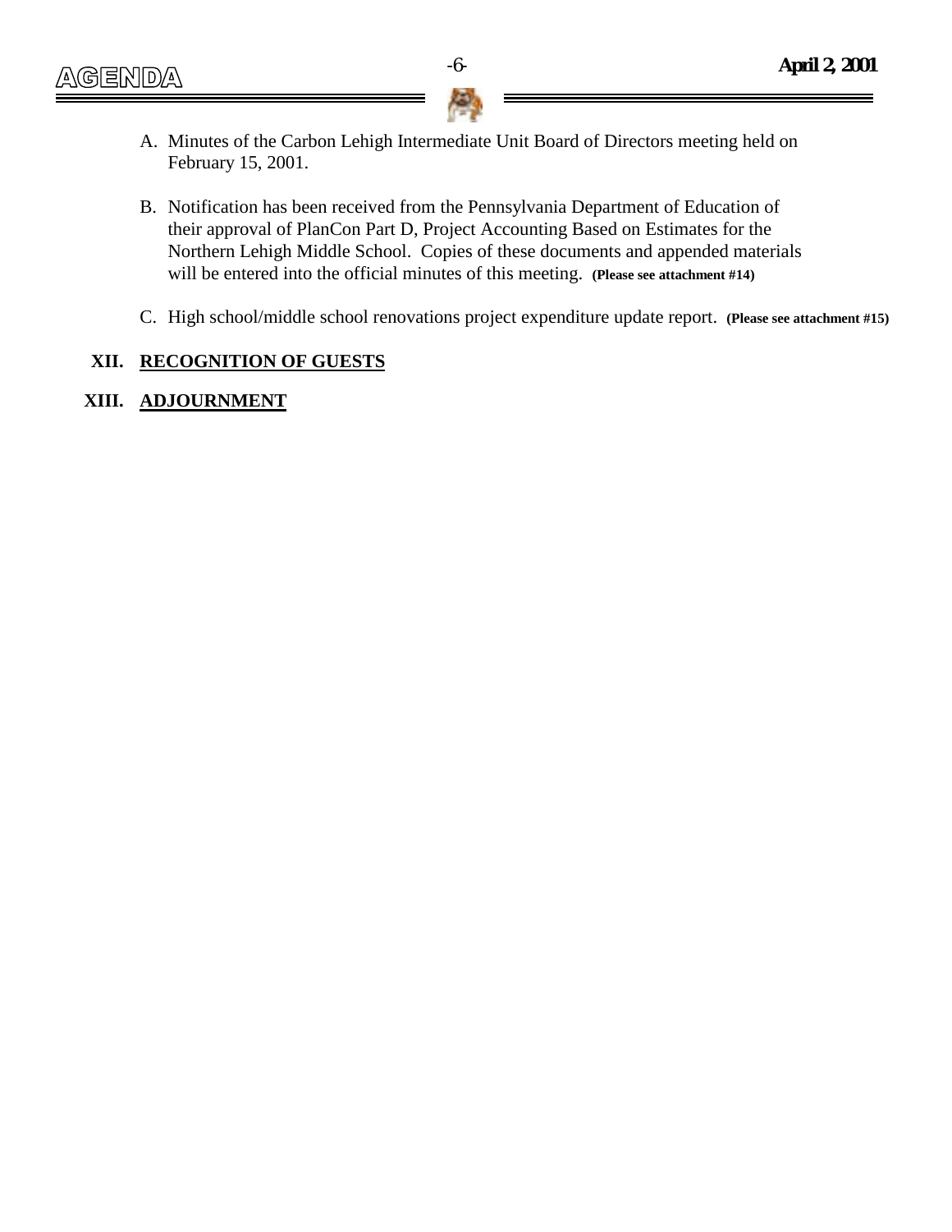A. Minutes of the Carbon Lehigh Intermediate Unit Board of Directors meeting held on February 15, 2001.

B. Notification has been received from the Pennsylvania Department of Education of their approval of PlanCon Part D, Project Accounting Based on Estimates for the Northern Lehigh Middle School. Copies of these documents and appended materials will be entered into the official minutes of this meeting. **(Please see attachment #14)**

C. High school/middle school renovations project expenditure update report. **(Please see attachment #15)**

## XII. RECOGNITION OF GUESTS

## XIII. ADJOURNMENT